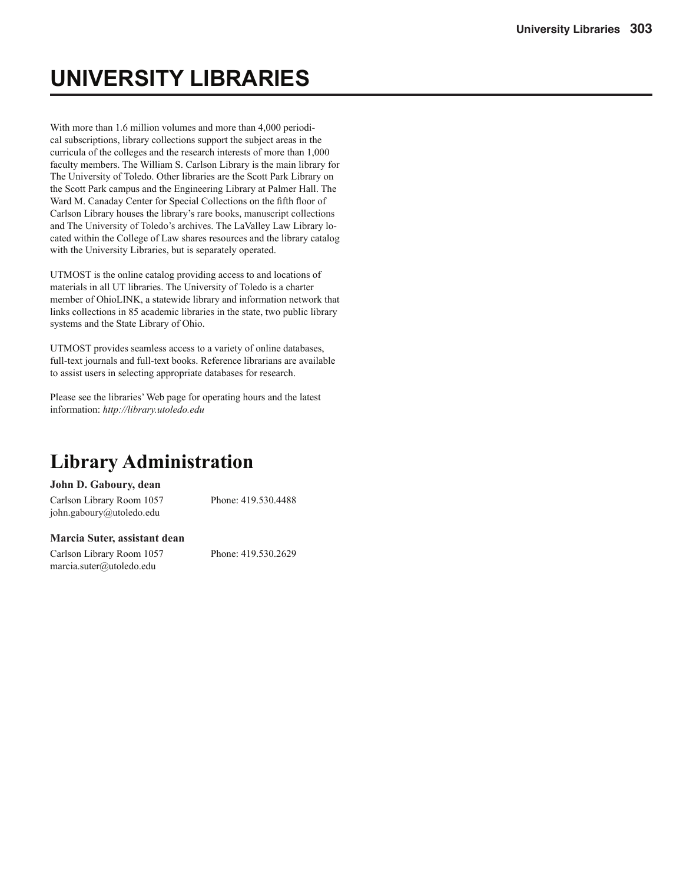# UNIVERSITY LIBRARIES

With more than 1.6 million volumes and more than 4,000 periodical subscriptions, library collections support the subject areas in the curricula of the colleges and the research interests of more than 1,000 faculty members. The William S. Carlson Library is the main library for The University of Toledo. Other libraries are the Scott Park Library on the Scott Park campus and the Engineering Library at Palmer Hall. The Ward M. Canaday Center for Special Collections on the fifth floor of Carlson Library houses the library's rare books, manuscript collections and The University of Toledo's archives. The LaValley Law Library located within the College of Law shares resources and the library catalog with the University Libraries, but is separately operated.

UTMOST is the online catalog providing access to and locations of materials in all UT libraries. The University of Toledo is a charter member of OhioLINK, a statewide library and information network that links collections in 85 academic libraries in the state, two public library systems and the State Library of Ohio.

UTMOST provides seamless access to a variety of online databases, full-text journals and full-text books. Reference librarians are available to assist users in selecting appropriate databases for research.

Please see the libraries' Web page for operating hours and the latest information: *http://library.utoledo.edu*

## Library Administration

**John D. Gaboury, dean**

Carlson Library Room 1057 Phone: 419.530.4488
john.gaboury@utoledo.edu

**Marcia Suter, assistant dean**

Carlson Library Room 1057 Phone: 419.530.2629
marcia.suter@utoledo.edu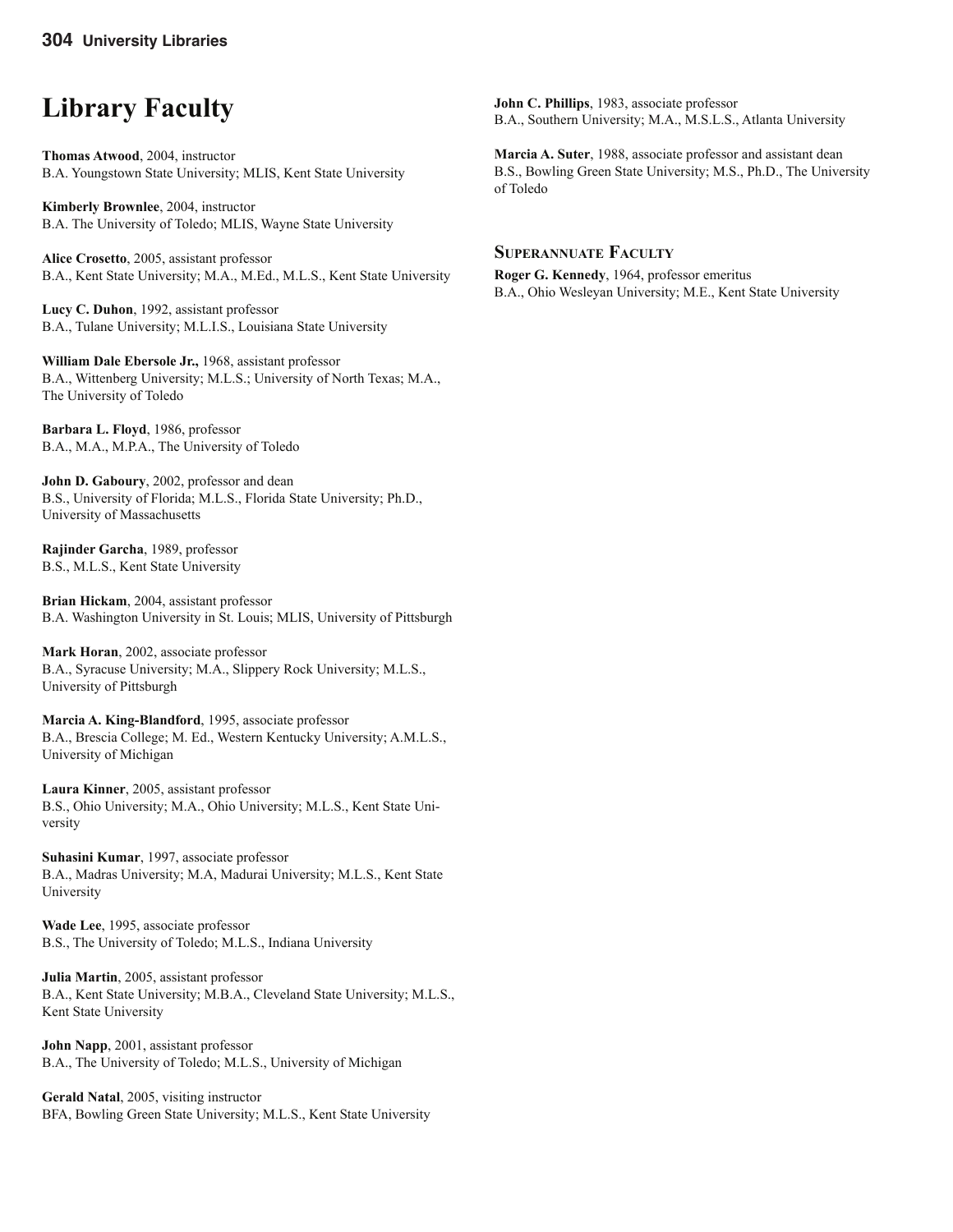# Library Faculty

**Thomas Atwood**, 2004, instructor
B.A. Youngstown State University; MLIS, Kent State University

**Kimberly Brownlee**, 2004, instructor
B.A. The University of Toledo; MLIS, Wayne State University

**Alice Crosetto**, 2005, assistant professor
B.A., Kent State University; M.A., M.Ed., M.L.S., Kent State University

**Lucy C. Duhon**, 1992, assistant professor
B.A., Tulane University; M.L.I.S., Louisiana State University

**William Dale Ebersole Jr.,** 1968, assistant professor
B.A., Wittenberg University; M.L.S.; University of North Texas; M.A., The University of Toledo

**Barbara L. Floyd**, 1986, professor
B.A., M.A., M.P.A., The University of Toledo

**John D. Gaboury**, 2002, professor and dean
B.S., University of Florida; M.L.S., Florida State University; Ph.D., University of Massachusetts

**Rajinder Garcha**, 1989, professor
B.S., M.L.S., Kent State University

**Brian Hickam**, 2004, assistant professor
B.A. Washington University in St. Louis; MLIS, University of Pittsburgh

**Mark Horan**, 2002, associate professor
B.A., Syracuse University; M.A., Slippery Rock University; M.L.S., University of Pittsburgh

**Marcia A. King-Blandford**, 1995, associate professor
B.A., Brescia College; M. Ed., Western Kentucky University; A.M.L.S., University of Michigan

**Laura Kinner**, 2005, assistant professor
B.S., Ohio University; M.A., Ohio University; M.L.S., Kent State University

**Suhasini Kumar**, 1997, associate professor
B.A., Madras University; M.A, Madurai University; M.L.S., Kent State University

**Wade Lee**, 1995, associate professor
B.S., The University of Toledo; M.L.S., Indiana University

**Julia Martin**, 2005, assistant professor
B.A., Kent State University; M.B.A., Cleveland State University; M.L.S., Kent State University

**John Napp**, 2001, assistant professor
B.A., The University of Toledo; M.L.S., University of Michigan

**Gerald Natal**, 2005, visiting instructor
BFA, Bowling Green State University; M.L.S., Kent State University

**John C. Phillips**, 1983, associate professor
B.A., Southern University; M.A., M.S.L.S., Atlanta University

**Marcia A. Suter**, 1988, associate professor and assistant dean
B.S., Bowling Green State University; M.S., Ph.D., The University of Toledo

## Superannuate Faculty

**Roger G. Kennedy**, 1964, professor emeritus
B.A., Ohio Wesleyan University; M.E., Kent State University